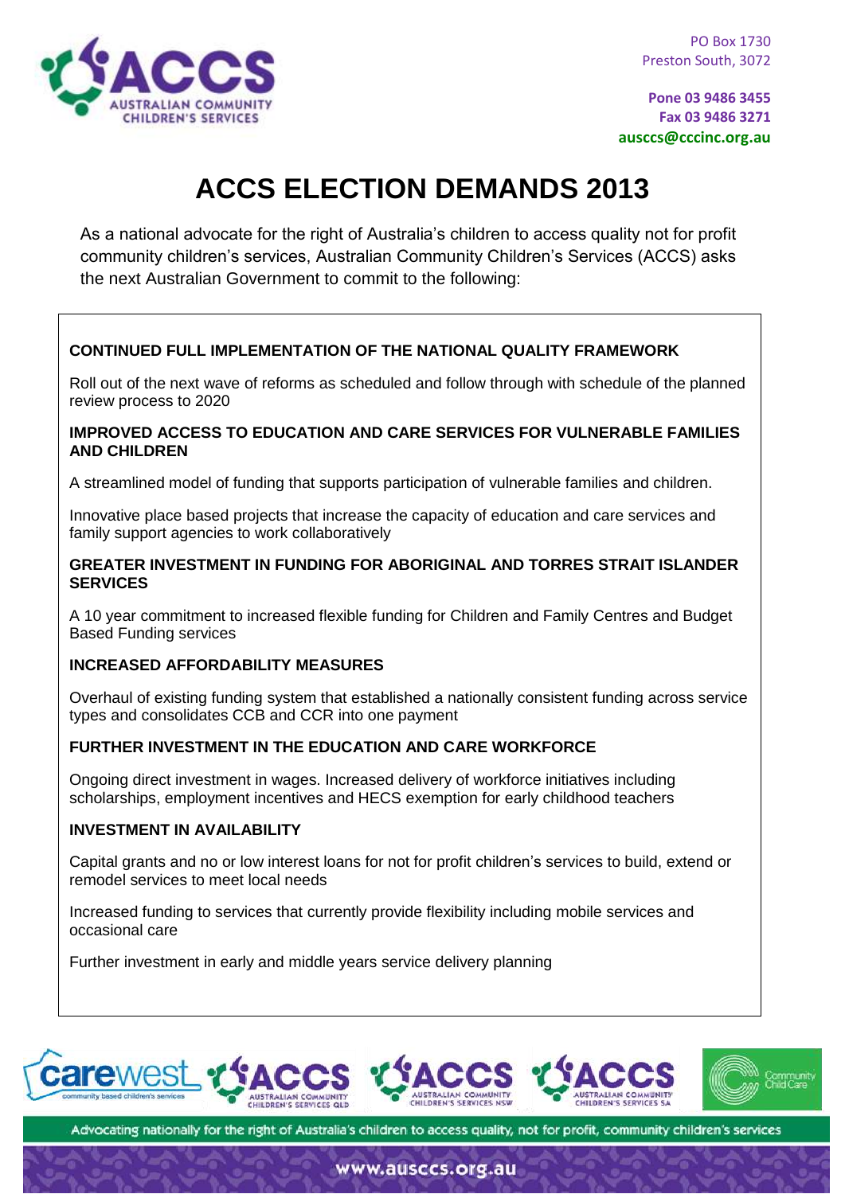PO Box 1730
Preston South, 3072

**Pone 03 9486 3455**
**Fax 03 9486 3271**
**ausccs@cccinc.org.au**

# ACCS ELECTION DEMANDS 2013

As a national advocate for the right of Australia's children to access quality not for profit community children's services, Australian Community Children's Services (ACCS) asks the next Australian Government to commit to the following:

**CONTINUED FULL IMPLEMENTATION OF THE NATIONAL QUALITY FRAMEWORK**

Roll out of the next wave of reforms as scheduled and follow through with schedule of the planned review process to 2020

**IMPROVED ACCESS TO EDUCATION AND CARE SERVICES FOR VULNERABLE FAMILIES AND CHILDREN**

A streamlined model of funding that supports participation of vulnerable families and children.

Innovative place based projects that increase the capacity of education and care services and family support agencies to work collaboratively

**GREATER INVESTMENT IN FUNDING FOR ABORIGINAL AND TORRES STRAIT ISLANDER SERVICES**

A 10 year commitment to increased flexible funding for Children and Family Centres and Budget Based Funding services

**INCREASED AFFORDABILITY MEASURES**

Overhaul of existing funding system that established a nationally consistent funding across service types and consolidates CCB and CCR into one payment

**FURTHER INVESTMENT IN THE EDUCATION AND CARE WORKFORCE**

Ongoing direct investment in wages. Increased delivery of workforce initiatives including scholarships, employment incentives and HECS exemption for early childhood teachers

**INVESTMENT IN AVAILABILITY**

Capital grants and no or low interest loans for not for profit children's services to build, extend or remodel services to meet local needs

Increased funding to services that currently provide flexibility including mobile services and occasional care

Further investment in early and middle years service delivery planning

Advocating nationally for the right of Australia's children to access quality, not for profit, community children's services

www.ausccs.org.au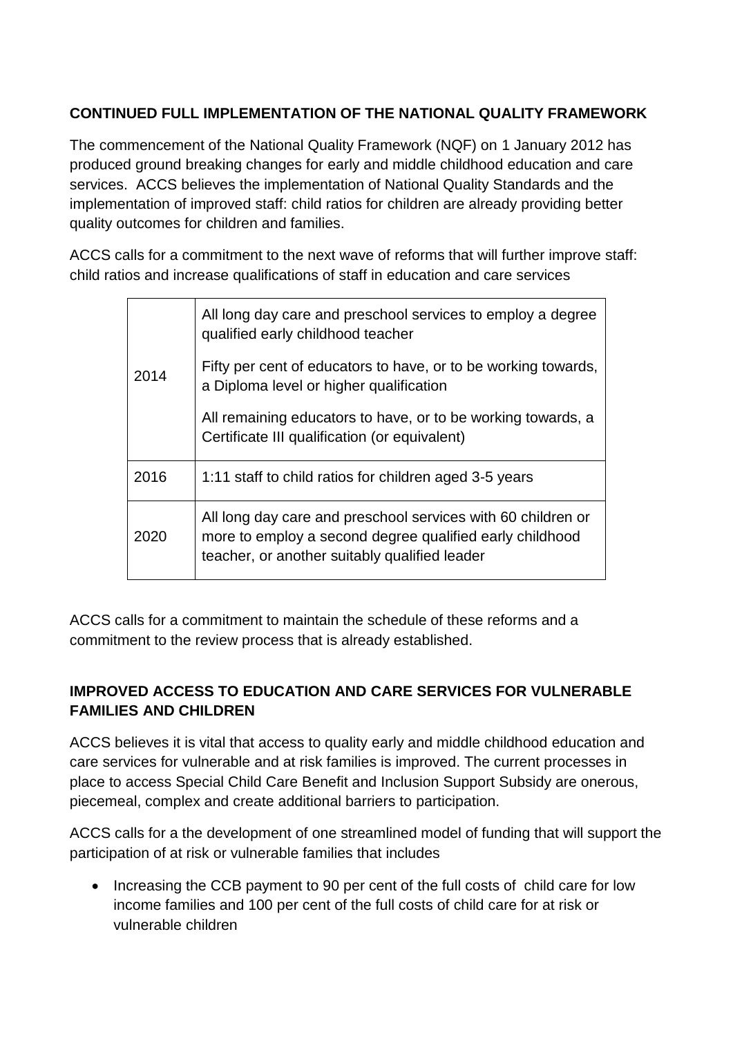## CONTINUED FULL IMPLEMENTATION OF THE NATIONAL QUALITY FRAMEWORK

The commencement of the National Quality Framework (NQF) on 1 January 2012 has produced ground breaking changes for early and middle childhood education and care services. ACCS believes the implementation of National Quality Standards and the implementation of improved staff: child ratios for children are already providing better quality outcomes for children and families.

ACCS calls for a commitment to the next wave of reforms that will further improve staff: child ratios and increase qualifications of staff in education and care services

| | |
|---|---|
| 2014 | All long day care and preschool services to employ a degree qualified early childhood teacher<br><br>Fifty per cent of educators to have, or to be working towards, a Diploma level or higher qualification<br><br>All remaining educators to have, or to be working towards, a Certificate III qualification (or equivalent) |
| 2016 | 1:11 staff to child ratios for children aged 3-5 years |
| 2020 | All long day care and preschool services with 60 children or more to employ a second degree qualified early childhood teacher, or another suitably qualified leader |

ACCS calls for a commitment to maintain the schedule of these reforms and a commitment to the review process that is already established.

## IMPROVED ACCESS TO EDUCATION AND CARE SERVICES FOR VULNERABLE FAMILIES AND CHILDREN

ACCS believes it is vital that access to quality early and middle childhood education and care services for vulnerable and at risk families is improved. The current processes in place to access Special Child Care Benefit and Inclusion Support Subsidy are onerous, piecemeal, complex and create additional barriers to participation.

ACCS calls for a the development of one streamlined model of funding that will support the participation of at risk or vulnerable families that includes

- Increasing the CCB payment to 90 per cent of the full costs of child care for low income families and 100 per cent of the full costs of child care for at risk or vulnerable children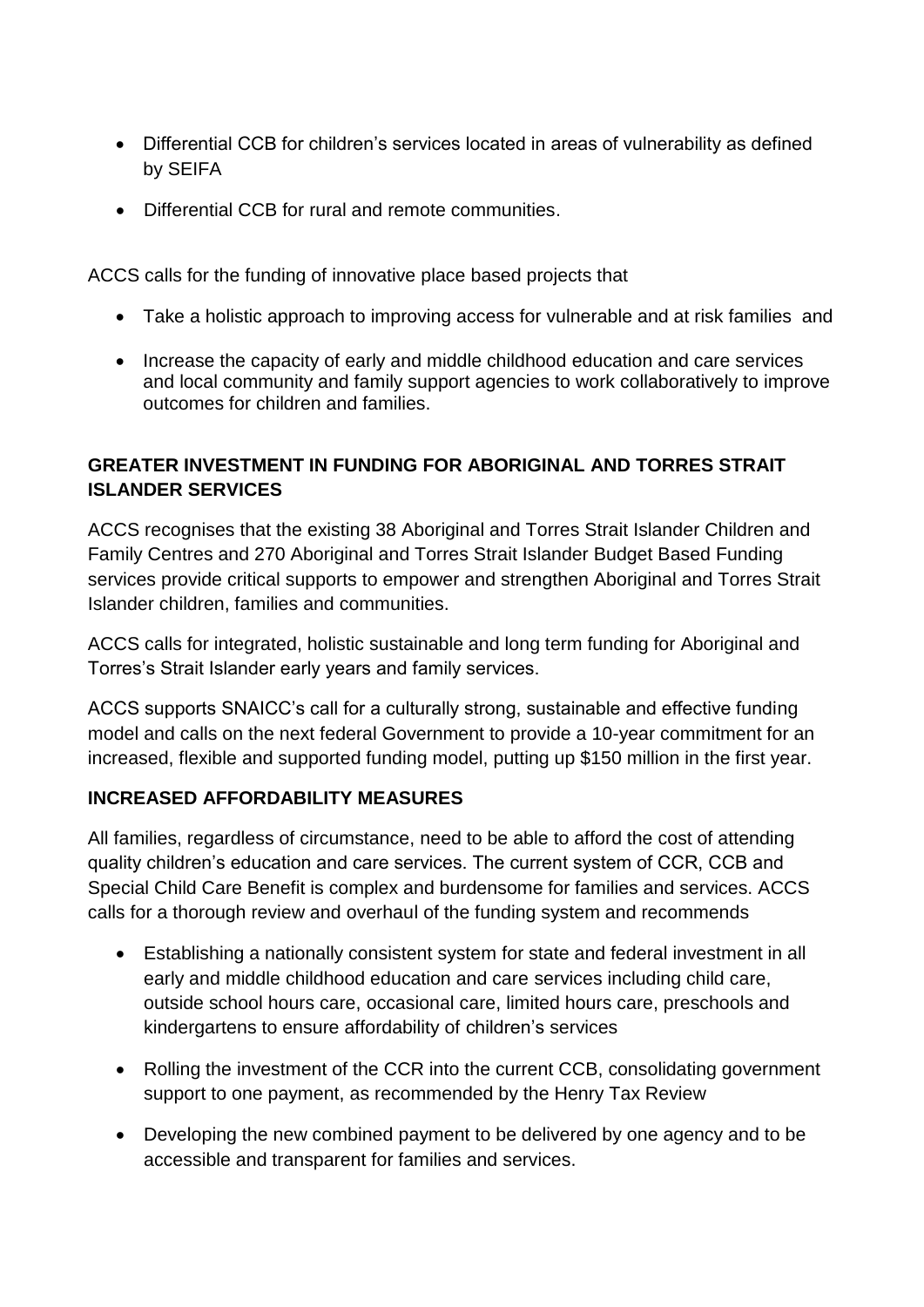- Differential CCB for children's services located in areas of vulnerability as defined by SEIFA
- Differential CCB for rural and remote communities.

ACCS calls for the funding of innovative place based projects that

- Take a holistic approach to improving access for vulnerable and at risk families and
- Increase the capacity of early and middle childhood education and care services and local community and family support agencies to work collaboratively to improve outcomes for children and families.

**GREATER INVESTMENT IN FUNDING FOR ABORIGINAL AND TORRES STRAIT ISLANDER SERVICES**

ACCS recognises that the existing 38 Aboriginal and Torres Strait Islander Children and Family Centres and 270 Aboriginal and Torres Strait Islander Budget Based Funding services provide critical supports to empower and strengthen Aboriginal and Torres Strait Islander children, families and communities.

ACCS calls for integrated, holistic sustainable and long term funding for Aboriginal and Torres's Strait Islander early years and family services.

ACCS supports SNAICC's call for a culturally strong, sustainable and effective funding model and calls on the next federal Government to provide a 10-year commitment for an increased, flexible and supported funding model, putting up $150 million in the first year.

**INCREASED AFFORDABILITY MEASURES**

All families, regardless of circumstance, need to be able to afford the cost of attending quality children's education and care services. The current system of CCR, CCB and Special Child Care Benefit is complex and burdensome for families and services. ACCS calls for a thorough review and overhaul of the funding system and recommends

- Establishing a nationally consistent system for state and federal investment in all early and middle childhood education and care services including child care, outside school hours care, occasional care, limited hours care, preschools and kindergartens to ensure affordability of children's services
- Rolling the investment of the CCR into the current CCB, consolidating government support to one payment, as recommended by the Henry Tax Review
- Developing the new combined payment to be delivered by one agency and to be accessible and transparent for families and services.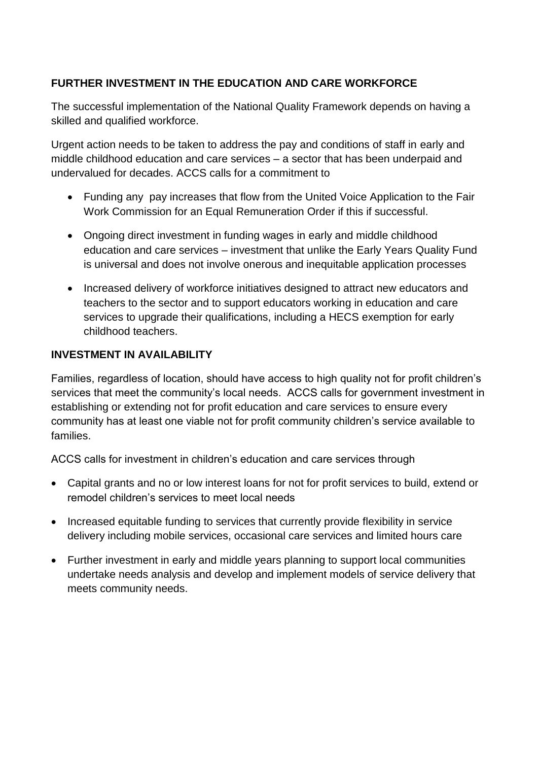**FURTHER INVESTMENT IN THE EDUCATION AND CARE WORKFORCE**

The successful implementation of the National Quality Framework depends on having a skilled and qualified workforce.

Urgent action needs to be taken to address the pay and conditions of staff in early and middle childhood education and care services – a sector that has been underpaid and undervalued for decades. ACCS calls for a commitment to

- Funding any pay increases that flow from the United Voice Application to the Fair Work Commission for an Equal Remuneration Order if this if successful.
- Ongoing direct investment in funding wages in early and middle childhood education and care services – investment that unlike the Early Years Quality Fund is universal and does not involve onerous and inequitable application processes
- Increased delivery of workforce initiatives designed to attract new educators and teachers to the sector and to support educators working in education and care services to upgrade their qualifications, including a HECS exemption for early childhood teachers.

**INVESTMENT IN AVAILABILITY**

Families, regardless of location, should have access to high quality not for profit children's services that meet the community's local needs. ACCS calls for government investment in establishing or extending not for profit education and care services to ensure every community has at least one viable not for profit community children's service available to families.

ACCS calls for investment in children's education and care services through

- Capital grants and no or low interest loans for not for profit services to build, extend or remodel children's services to meet local needs
- Increased equitable funding to services that currently provide flexibility in service delivery including mobile services, occasional care services and limited hours care
- Further investment in early and middle years planning to support local communities undertake needs analysis and develop and implement models of service delivery that meets community needs.